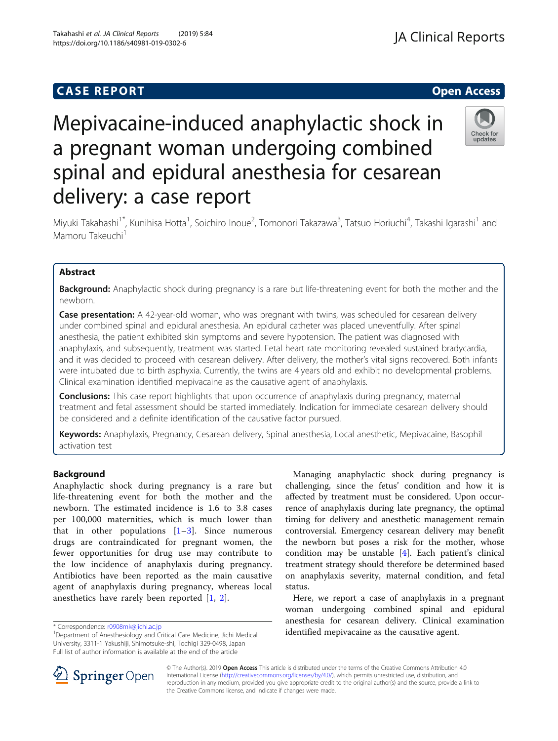**CASE REPORT** **Open Access**

# Mepivacaine-induced anaphylactic shock in a pregnant woman undergoing combined spinal and epidural anesthesia for cesarean delivery: a case report

Miyuki Takahashi[1*], Kunihisa Hotta[1], Soichiro Inoue[2], Tomonori Takazawa[3], Tatsuo Horiuchi[4], Takashi Igarashi[1] and Mamoru Takeuchi[1]

## Abstract

**Background:** Anaphylactic shock during pregnancy is a rare but life-threatening event for both the mother and the newborn.

**Case presentation:** A 42-year-old woman, who was pregnant with twins, was scheduled for cesarean delivery under combined spinal and epidural anesthesia. An epidural catheter was placed uneventfully. After spinal anesthesia, the patient exhibited skin symptoms and severe hypotension. The patient was diagnosed with anaphylaxis, and subsequently, treatment was started. Fetal heart rate monitoring revealed sustained bradycardia, and it was decided to proceed with cesarean delivery. After delivery, the mother's vital signs recovered. Both infants were intubated due to birth asphyxia. Currently, the twins are 4 years old and exhibit no developmental problems. Clinical examination identified mepivacaine as the causative agent of anaphylaxis.

**Conclusions:** This case report highlights that upon occurrence of anaphylaxis during pregnancy, maternal treatment and fetal assessment should be started immediately. Indication for immediate cesarean delivery should be considered and a definite identification of the causative factor pursued.

**Keywords:** Anaphylaxis, Pregnancy, Cesarean delivery, Spinal anesthesia, Local anesthetic, Mepivacaine, Basophil activation test

## Background

Anaphylactic shock during pregnancy is a rare but life-threatening event for both the mother and the newborn. The estimated incidence is 1.6 to 3.8 cases per 100,000 maternities, which is much lower than that in other populations [1–3]. Since numerous drugs are contraindicated for pregnant women, the fewer opportunities for drug use may contribute to the low incidence of anaphylaxis during pregnancy. Antibiotics have been reported as the main causative agent of anaphylaxis during pregnancy, whereas local anesthetics have rarely been reported [1, 2].

Managing anaphylactic shock during pregnancy is challenging, since the fetus' condition and how it is affected by treatment must be considered. Upon occurrence of anaphylaxis during late pregnancy, the optimal timing for delivery and anesthetic management remain controversial. Emergency cesarean delivery may benefit the newborn but poses a risk for the mother, whose condition may be unstable [4]. Each patient's clinical treatment strategy should therefore be determined based on anaphylaxis severity, maternal condition, and fetal status.

Here, we report a case of anaphylaxis in a pregnant woman undergoing combined spinal and epidural anesthesia for cesarean delivery. Clinical examination identified mepivacaine as the causative agent.

\* Correspondence: r0908mk@jichi.ac.jp
[1]Department of Anesthesiology and Critical Care Medicine, Jichi Medical University, 3311-1 Yakushiji, Shimotsuke-shi, Tochigi 329-0498, Japan
Full list of author information is available at the end of the article

© The Author(s). 2019 **Open Access** This article is distributed under the terms of the Creative Commons Attribution 4.0 International License (http://creativecommons.org/licenses/by/4.0/), which permits unrestricted use, distribution, and reproduction in any medium, provided you give appropriate credit to the original author(s) and the source, provide a link to the Creative Commons license, and indicate if changes were made.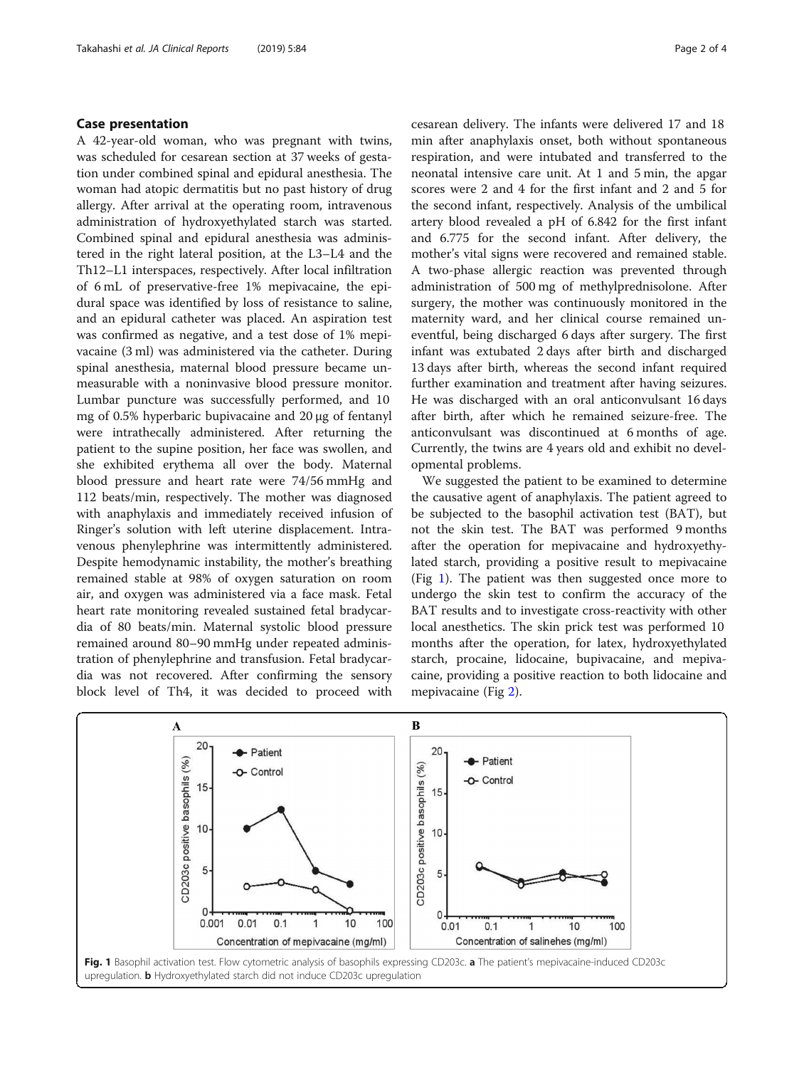## Case presentation

A 42-year-old woman, who was pregnant with twins, was scheduled for cesarean section at 37 weeks of gestation under combined spinal and epidural anesthesia. The woman had atopic dermatitis but no past history of drug allergy. After arrival at the operating room, intravenous administration of hydroxyethylated starch was started. Combined spinal and epidural anesthesia was administered in the right lateral position, at the L3–L4 and the Th12–L1 interspaces, respectively. After local infiltration of 6 mL of preservative-free 1% mepivacaine, the epidural space was identified by loss of resistance to saline, and an epidural catheter was placed. An aspiration test was confirmed as negative, and a test dose of 1% mepivacaine (3 ml) was administered via the catheter. During spinal anesthesia, maternal blood pressure became unmeasurable with a noninvasive blood pressure monitor. Lumbar puncture was successfully performed, and 10 mg of 0.5% hyperbaric bupivacaine and 20 μg of fentanyl were intrathecally administered. After returning the patient to the supine position, her face was swollen, and she exhibited erythema all over the body. Maternal blood pressure and heart rate were 74/56 mmHg and 112 beats/min, respectively. The mother was diagnosed with anaphylaxis and immediately received infusion of Ringer's solution with left uterine displacement. Intravenous phenylephrine was intermittently administered. Despite hemodynamic instability, the mother's breathing remained stable at 98% of oxygen saturation on room air, and oxygen was administered via a face mask. Fetal heart rate monitoring revealed sustained fetal bradycardia of 80 beats/min. Maternal systolic blood pressure remained around 80–90 mmHg under repeated administration of phenylephrine and transfusion. Fetal bradycardia was not recovered. After confirming the sensory block level of Th4, it was decided to proceed with cesarean delivery. The infants were delivered 17 and 18 min after anaphylaxis onset, both without spontaneous respiration, and were intubated and transferred to the neonatal intensive care unit. At 1 and 5 min, the apgar scores were 2 and 4 for the first infant and 2 and 5 for the second infant, respectively. Analysis of the umbilical artery blood revealed a pH of 6.842 for the first infant and 6.775 for the second infant. After delivery, the mother's vital signs were recovered and remained stable. A two-phase allergic reaction was prevented through administration of 500 mg of methylprednisolone. After surgery, the mother was continuously monitored in the maternity ward, and her clinical course remained uneventful, being discharged 6 days after surgery. The first infant was extubated 2 days after birth and discharged 13 days after birth, whereas the second infant required further examination and treatment after having seizures. He was discharged with an oral anticonvulsant 16 days after birth, after which he remained seizure-free. The anticonvulsant was discontinued at 6 months of age. Currently, the twins are 4 years old and exhibit no developmental problems.

We suggested the patient to be examined to determine the causative agent of anaphylaxis. The patient agreed to be subjected to the basophil activation test (BAT), but not the skin test. The BAT was performed 9 months after the operation for mepivacaine and hydroxyethylated starch, providing a positive result to mepivacaine (Fig 1). The patient was then suggested once more to undergo the skin test to confirm the accuracy of the BAT results and to investigate cross-reactivity with other local anesthetics. The skin prick test was performed 10 months after the operation, for latex, hydroxyethylated starch, procaine, lidocaine, bupivacaine, and mepivacaine, providing a positive reaction to both lidocaine and mepivacaine (Fig 2).

**Fig. 1** Basophil activation test. Flow cytometric analysis of basophils expressing CD203c. **a** The patient's mepivacaine-induced CD203c upregulation. **b** Hydroxyethylated starch did not induce CD203c upregulation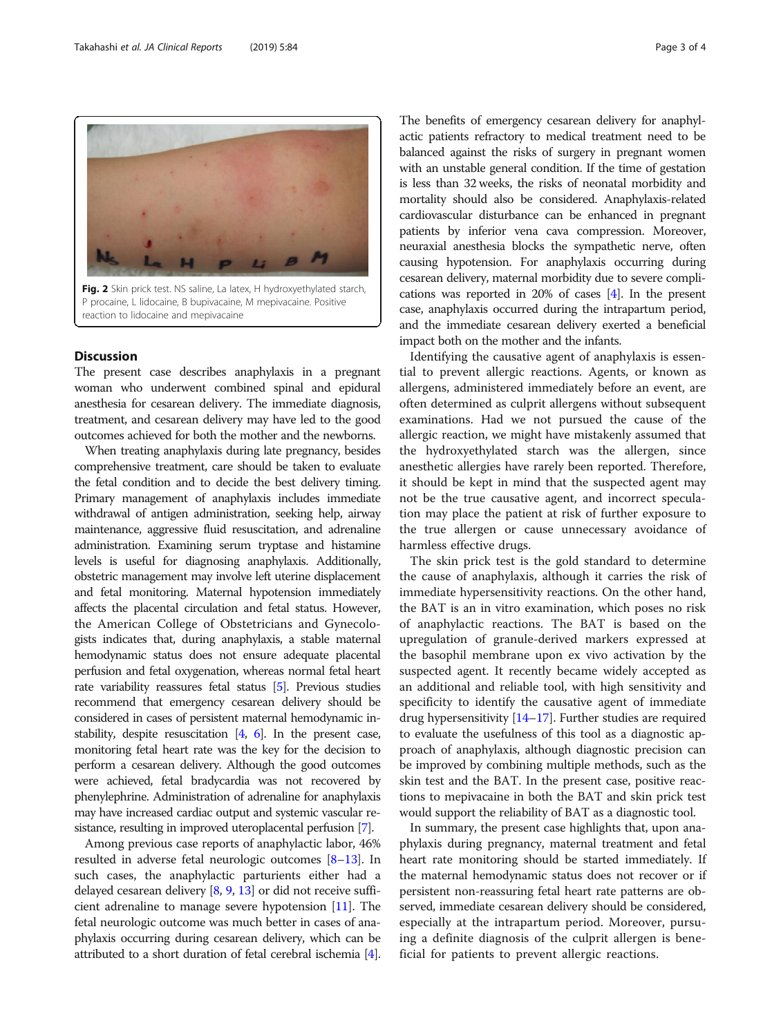Fig. 2 Skin prick test. NS saline, La latex, H hydroxyethylated starch, P procaine, L lidocaine, B bupivacaine, M mepivacaine. Positive reaction to lidocaine and mepivacaine

## Discussion

The present case describes anaphylaxis in a pregnant woman who underwent combined spinal and epidural anesthesia for cesarean delivery. The immediate diagnosis, treatment, and cesarean delivery may have led to the good outcomes achieved for both the mother and the newborns.

When treating anaphylaxis during late pregnancy, besides comprehensive treatment, care should be taken to evaluate the fetal condition and to decide the best delivery timing. Primary management of anaphylaxis includes immediate withdrawal of antigen administration, seeking help, airway maintenance, aggressive fluid resuscitation, and adrenaline administration. Examining serum tryptase and histamine levels is useful for diagnosing anaphylaxis. Additionally, obstetric management may involve left uterine displacement and fetal monitoring. Maternal hypotension immediately affects the placental circulation and fetal status. However, the American College of Obstetricians and Gynecologists indicates that, during anaphylaxis, a stable maternal hemodynamic status does not ensure adequate placental perfusion and fetal oxygenation, whereas normal fetal heart rate variability reassures fetal status [5]. Previous studies recommend that emergency cesarean delivery should be considered in cases of persistent maternal hemodynamic instability, despite resuscitation [4, 6]. In the present case, monitoring fetal heart rate was the key for the decision to perform a cesarean delivery. Although the good outcomes were achieved, fetal bradycardia was not recovered by phenylephrine. Administration of adrenaline for anaphylaxis may have increased cardiac output and systemic vascular resistance, resulting in improved uteroplacental perfusion [7].

Among previous case reports of anaphylactic labor, 46% resulted in adverse fetal neurologic outcomes [8–13]. In such cases, the anaphylactic parturients either had a delayed cesarean delivery [8, 9, 13] or did not receive sufficient adrenaline to manage severe hypotension [11]. The fetal neurologic outcome was much better in cases of anaphylaxis occurring during cesarean delivery, which can be attributed to a short duration of fetal cerebral ischemia [4]. The benefits of emergency cesarean delivery for anaphylactic patients refractory to medical treatment need to be balanced against the risks of surgery in pregnant women with an unstable general condition. If the time of gestation is less than 32 weeks, the risks of neonatal morbidity and mortality should also be considered. Anaphylaxis-related cardiovascular disturbance can be enhanced in pregnant patients by inferior vena cava compression. Moreover, neuraxial anesthesia blocks the sympathetic nerve, often causing hypotension. For anaphylaxis occurring during cesarean delivery, maternal morbidity due to severe complications was reported in 20% of cases [4]. In the present case, anaphylaxis occurred during the intrapartum period, and the immediate cesarean delivery exerted a beneficial impact both on the mother and the infants.

Identifying the causative agent of anaphylaxis is essential to prevent allergic reactions. Agents, or known as allergens, administered immediately before an event, are often determined as culprit allergens without subsequent examinations. Had we not pursued the cause of the allergic reaction, we might have mistakenly assumed that the hydroxyethylated starch was the allergen, since anesthetic allergies have rarely been reported. Therefore, it should be kept in mind that the suspected agent may not be the true causative agent, and incorrect speculation may place the patient at risk of further exposure to the true allergen or cause unnecessary avoidance of harmless effective drugs.

The skin prick test is the gold standard to determine the cause of anaphylaxis, although it carries the risk of immediate hypersensitivity reactions. On the other hand, the BAT is an in vitro examination, which poses no risk of anaphylactic reactions. The BAT is based on the upregulation of granule-derived markers expressed at the basophil membrane upon ex vivo activation by the suspected agent. It recently became widely accepted as an additional and reliable tool, with high sensitivity and specificity to identify the causative agent of immediate drug hypersensitivity [14–17]. Further studies are required to evaluate the usefulness of this tool as a diagnostic approach of anaphylaxis, although diagnostic precision can be improved by combining multiple methods, such as the skin test and the BAT. In the present case, positive reactions to mepivacaine in both the BAT and skin prick test would support the reliability of BAT as a diagnostic tool.

In summary, the present case highlights that, upon anaphylaxis during pregnancy, maternal treatment and fetal heart rate monitoring should be started immediately. If the maternal hemodynamic status does not recover or if persistent non-reassuring fetal heart rate patterns are observed, immediate cesarean delivery should be considered, especially at the intrapartum period. Moreover, pursuing a definite diagnosis of the culprit allergen is beneficial for patients to prevent allergic reactions.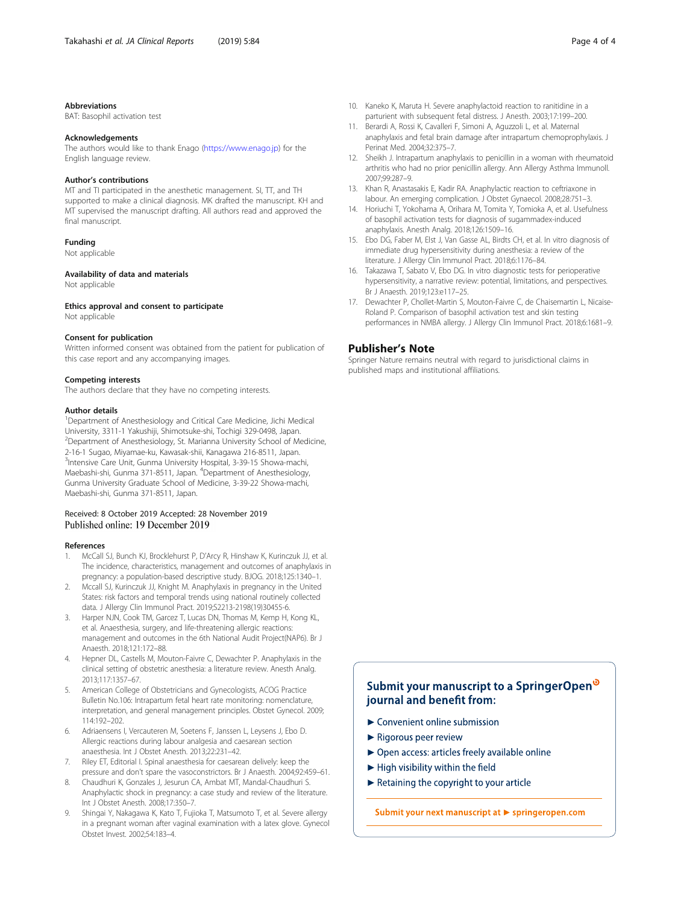### Abbreviations

BAT: Basophil activation test

### Acknowledgements

The authors would like to thank Enago (https://www.enago.jp) for the English language review.

### Author's contributions

MT and TI participated in the anesthetic management. SI, TT, and TH supported to make a clinical diagnosis. MK drafted the manuscript. KH and MT supervised the manuscript drafting. All authors read and approved the final manuscript.

### Funding

Not applicable

### Availability of data and materials

Not applicable

### Ethics approval and consent to participate

Not applicable

### Consent for publication

Written informed consent was obtained from the patient for publication of this case report and any accompanying images.

### Competing interests

The authors declare that they have no competing interests.

### Author details

[1]Department of Anesthesiology and Critical Care Medicine, Jichi Medical University, 3311-1 Yakushiji, Shimotsuke-shi, Tochigi 329-0498, Japan. [2]Department of Anesthesiology, St. Marianna University School of Medicine, 2-16-1 Sugao, Miyamae-ku, Kawasak-shii, Kanagawa 216-8511, Japan. [3]Intensive Care Unit, Gunma University Hospital, 3-39-15 Showa-machi, Maebashi-shi, Gunma 371-8511, Japan. [4]Department of Anesthesiology, Gunma University Graduate School of Medicine, 3-39-22 Showa-machi, Maebashi-shi, Gunma 371-8511, Japan.

Received: 8 October 2019 Accepted: 28 November 2019
Published online: 19 December 2019

### References

1. McCall SJ, Bunch KJ, Brocklehurst P, D'Arcy R, Hinshaw K, Kurinczuk JJ, et al. The incidence, characteristics, management and outcomes of anaphylaxis in pregnancy: a population-based descriptive study. BJOG. 2018;125:1340–1.
2. Mccall SJ, Kurinczuk JJ, Knight M. Anaphylaxis in pregnancy in the United States: risk factors and temporal trends using national routinely collected data. J Allergy Clin Immunol Pract. 2019;S2213-2198(19)30455-6.
3. Harper NJN, Cook TM, Garcez T, Lucas DN, Thomas M, Kemp H, Kong KL, et al. Anaesthesia, surgery, and life-threatening allergic reactions: management and outcomes in the 6th National Audit Project(NAP6). Br J Anaesth. 2018;121:172–88.
4. Hepner DL, Castells M, Mouton-Faivre C, Dewachter P. Anaphylaxis in the clinical setting of obstetric anesthesia: a literature review. Anesth Analg. 2013;117:1357–67.
5. American College of Obstetricians and Gynecologists, ACOG Practice Bulletin No.106: Intrapartum fetal heart rate monitoring: nomenclature, interpretation, and general management principles. Obstet Gynecol. 2009; 114:192–202.
6. Adriaensens I, Vercauteren M, Soetens F, Janssen L, Leysens J, Ebo D. Allergic reactions during labour analgesia and caesarean section anaesthesia. Int J Obstet Anesth. 2013;22:231–42.
7. Riley ET, Editorial I. Spinal anaesthesia for caesarean delively: keep the pressure and don't spare the vasoconstrictors. Br J Anaesth. 2004;92:459–61.
8. Chaudhuri K, Gonzales J, Jesurun CA, Ambat MT, Mandal-Chaudhuri S. Anaphylactic shock in pregnancy: a case study and review of the literature. Int J Obstet Anesth. 2008;17:350–7.
9. Shingai Y, Nakagawa K, Kato T, Fujioka T, Matsumoto T, et al. Severe allergy in a pregnant woman after vaginal examination with a latex glove. Gynecol Obstet Invest. 2002;54:183–4.
10. Kaneko K, Maruta H. Severe anaphylactoid reaction to ranitidine in a parturient with subsequent fetal distress. J Anesth. 2003;17:199–200.
11. Berardi A, Rossi K, Cavalleri F, Simoni A, Aguzzoli L, et al. Maternal anaphylaxis and fetal brain damage after intrapartum chemoprophylaxis. J Perinat Med. 2004;32:375–7.
12. Sheikh J. Intrapartum anaphylaxis to penicillin in a woman with rheumatoid arthritis who had no prior penicillin allergy. Ann Allergy Asthma Immunoll. 2007;99:287–9.
13. Khan R, Anastasakis E, Kadir RA. Anaphylactic reaction to ceftriaxone in labour. An emerging complication. J Obstet Gynaecol. 2008;28:751–3.
14. Horiuchi T, Yokohama A, Orihara M, Tomita Y, Tomioka A, et al. Usefulness of basophil activation tests for diagnosis of sugammadex-induced anaphylaxis. Anesth Analg. 2018;126:1509–16.
15. Ebo DG, Faber M, Elst J, Van Gasse AL, Birdts CH, et al. In vitro diagnosis of immediate drug hypersensitivity during anesthesia: a review of the literature. J Allergy Clin Immunol Pract. 2018;6:1176–84.
16. Takazawa T, Sabato V, Ebo DG. In vitro diagnostic tests for perioperative hypersensitivity, a narrative review: potential, limitations, and perspectives. Br J Anaesth. 2019;123:e117–25.
17. Dewachter P, Chollet-Martin S, Mouton-Faivre C, de Chaisemartin L, Nicaise-Roland P. Comparison of basophil activation test and skin testing performances in NMBA allergy. J Allergy Clin Immunol Pract. 2018;6:1681–9.

## Publisher's Note

Springer Nature remains neutral with regard to jurisdictional claims in published maps and institutional affiliations.

**Submit your manuscript to a SpringerOpen journal and benefit from:**

- ► Convenient online submission
- ► Rigorous peer review
- ► Open access: articles freely available online
- ► High visibility within the field
- ► Retaining the copyright to your article

**Submit your next manuscript at ► springeropen.com**